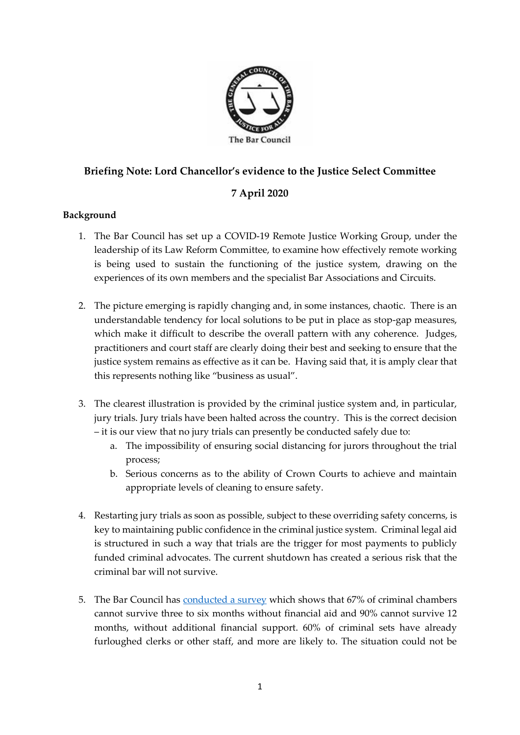**Briefing Note: Lord Chancellor's evidence to the Justice Select Committee**

**7 April 2020**

**Background**

1. The Bar Council has set up a COVID-19 Remote Justice Working Group, under the leadership of its Law Reform Committee, to examine how effectively remote working is being used to sustain the functioning of the justice system, drawing on the experiences of its own members and the specialist Bar Associations and Circuits.

2. The picture emerging is rapidly changing and, in some instances, chaotic. There is an understandable tendency for local solutions to be put in place as stop-gap measures, which make it difficult to describe the overall pattern with any coherence. Judges, practitioners and court staff are clearly doing their best and seeking to ensure that the justice system remains as effective as it can be. Having said that, it is amply clear that this represents nothing like "business as usual".

3. The clearest illustration is provided by the criminal justice system and, in particular, jury trials. Jury trials have been halted across the country. This is the correct decision – it is our view that no jury trials can presently be conducted safely due to:
   a. The impossibility of ensuring social distancing for jurors throughout the trial process;
   b. Serious concerns as to the ability of Crown Courts to achieve and maintain appropriate levels of cleaning to ensure safety.

4. Restarting jury trials as soon as possible, subject to these overriding safety concerns, is key to maintaining public confidence in the criminal justice system. Criminal legal aid is structured in such a way that trials are the trigger for most payments to publicly funded criminal advocates. The current shutdown has created a serious risk that the criminal bar will not survive.

5. The Bar Council has conducted a survey which shows that 67% of criminal chambers cannot survive three to six months without financial aid and 90% cannot survive 12 months, without additional financial support. 60% of criminal sets have already furloughed clerks or other staff, and more are likely to. The situation could not be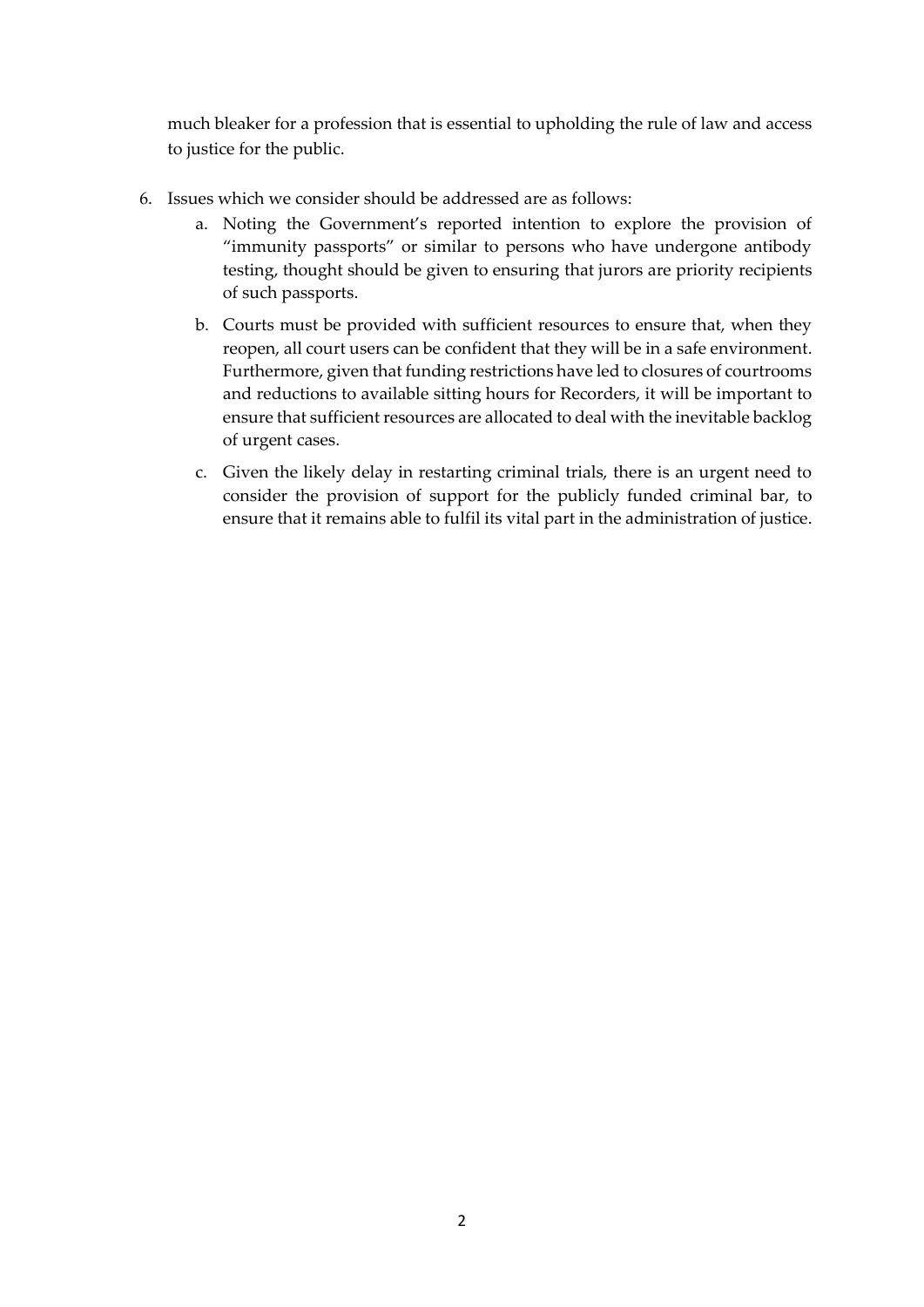much bleaker for a profession that is essential to upholding the rule of law and access to justice for the public.

6. Issues which we consider should be addressed are as follows:
   a. Noting the Government's reported intention to explore the provision of "immunity passports" or similar to persons who have undergone antibody testing, thought should be given to ensuring that jurors are priority recipients of such passports.
   b. Courts must be provided with sufficient resources to ensure that, when they reopen, all court users can be confident that they will be in a safe environment. Furthermore, given that funding restrictions have led to closures of courtrooms and reductions to available sitting hours for Recorders, it will be important to ensure that sufficient resources are allocated to deal with the inevitable backlog of urgent cases.
   c. Given the likely delay in restarting criminal trials, there is an urgent need to consider the provision of support for the publicly funded criminal bar, to ensure that it remains able to fulfil its vital part in the administration of justice.